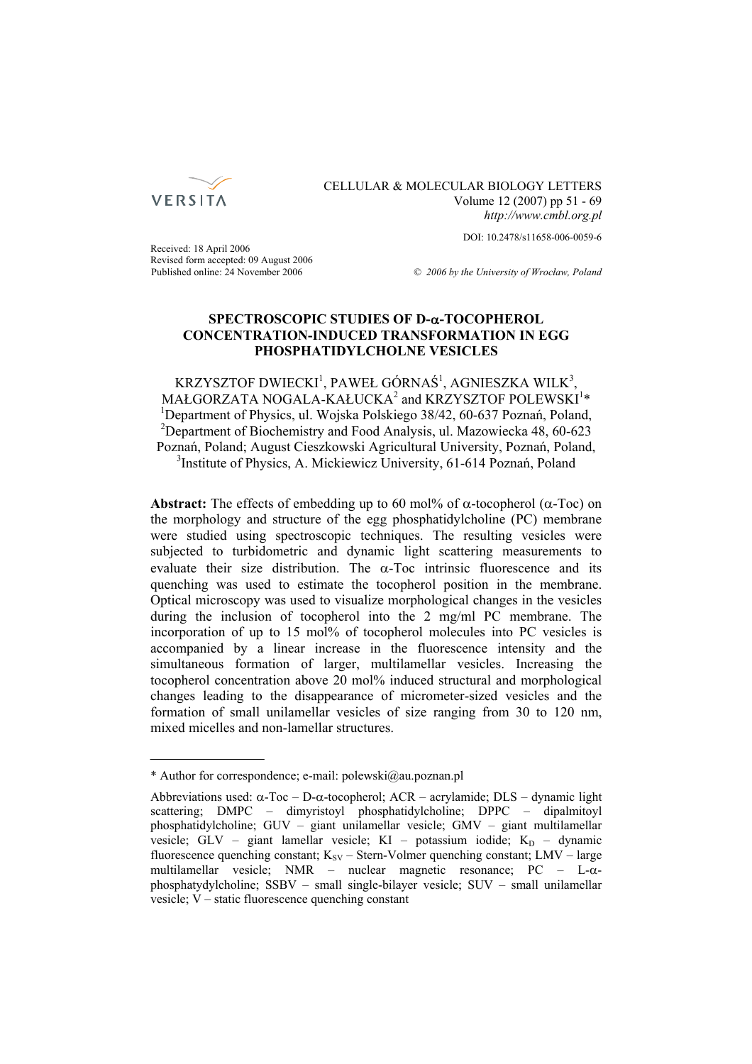CELLULAR & MOLECULAR BIOLOGY LETTERS
Volume 12 (2007) pp 51 - 69
*http://www.cmbl.org.pl*

DOI: 10.2478/s11658-006-0059-6

Received: 18 April 2006
Revised form accepted: 09 August 2006
Published online: 24 November 2006

© *2006 by the University of Wroclaw, Poland*

# SPECTROSCOPIC STUDIES OF D-α-TOCOPHEROL CONCENTRATION-INDUCED TRANSFORMATION IN EGG PHOSPHATIDYLCHOLNE VESICLES

KRZYSZTOF DWIECKI[1], PAWEŁ GÓRNAŚ[1], AGNIESZKA WILK[3], MAŁGORZATA NOGALA-KAŁUCKA[2] and KRZYSZTOF POLEWSKI[1]*

[1]Department of Physics, ul. Wojska Polskiego 38/42, 60-637 Poznań, Poland, [2]Department of Biochemistry and Food Analysis, ul. Mazowiecka 48, 60-623 Poznań, Poland; August Cieszkowski Agricultural University, Poznań, Poland, [3]Institute of Physics, A. Mickiewicz University, 61-614 Poznań, Poland

**Abstract:** The effects of embedding up to 60 mol% of α-tocopherol (α-Toc) on the morphology and structure of the egg phosphatidylcholine (PC) membrane were studied using spectroscopic techniques. The resulting vesicles were subjected to turbidometric and dynamic light scattering measurements to evaluate their size distribution. The α-Toc intrinsic fluorescence and its quenching was used to estimate the tocopherol position in the membrane. Optical microscopy was used to visualize morphological changes in the vesicles during the inclusion of tocopherol into the 2 mg/ml PC membrane. The incorporation of up to 15 mol% of tocopherol molecules into PC vesicles is accompanied by a linear increase in the fluorescence intensity and the simultaneous formation of larger, multilamellar vesicles. Increasing the tocopherol concentration above 20 mol% induced structural and morphological changes leading to the disappearance of micrometer-sized vesicles and the formation of small unilamellar vesicles of size ranging from 30 to 120 nm, mixed micelles and non-lamellar structures.

---

* Author for correspondence; e-mail: polewski@au.poznan.pl

Abbreviations used: α-Toc – D-α-tocopherol; ACR – acrylamide; DLS – dynamic light scattering; DMPC – dimyristoyl phosphatidylcholine; DPPC – dipalmitoyl phosphatidylcholine; GUV – giant unilamellar vesicle; GMV – giant multilamellar vesicle; GLV – giant lamellar vesicle; KI – potassium iodide; $K_D$ – dynamic fluorescence quenching constant; $K_{SV}$ – Stern-Volmer quenching constant; LMV – large multilamellar vesicle; NMR – nuclear magnetic resonance; PC – L-α-phosphatydylcholine; SSBV – small single-bilayer vesicle; SUV – small unilamellar vesicle; V – static fluorescence quenching constant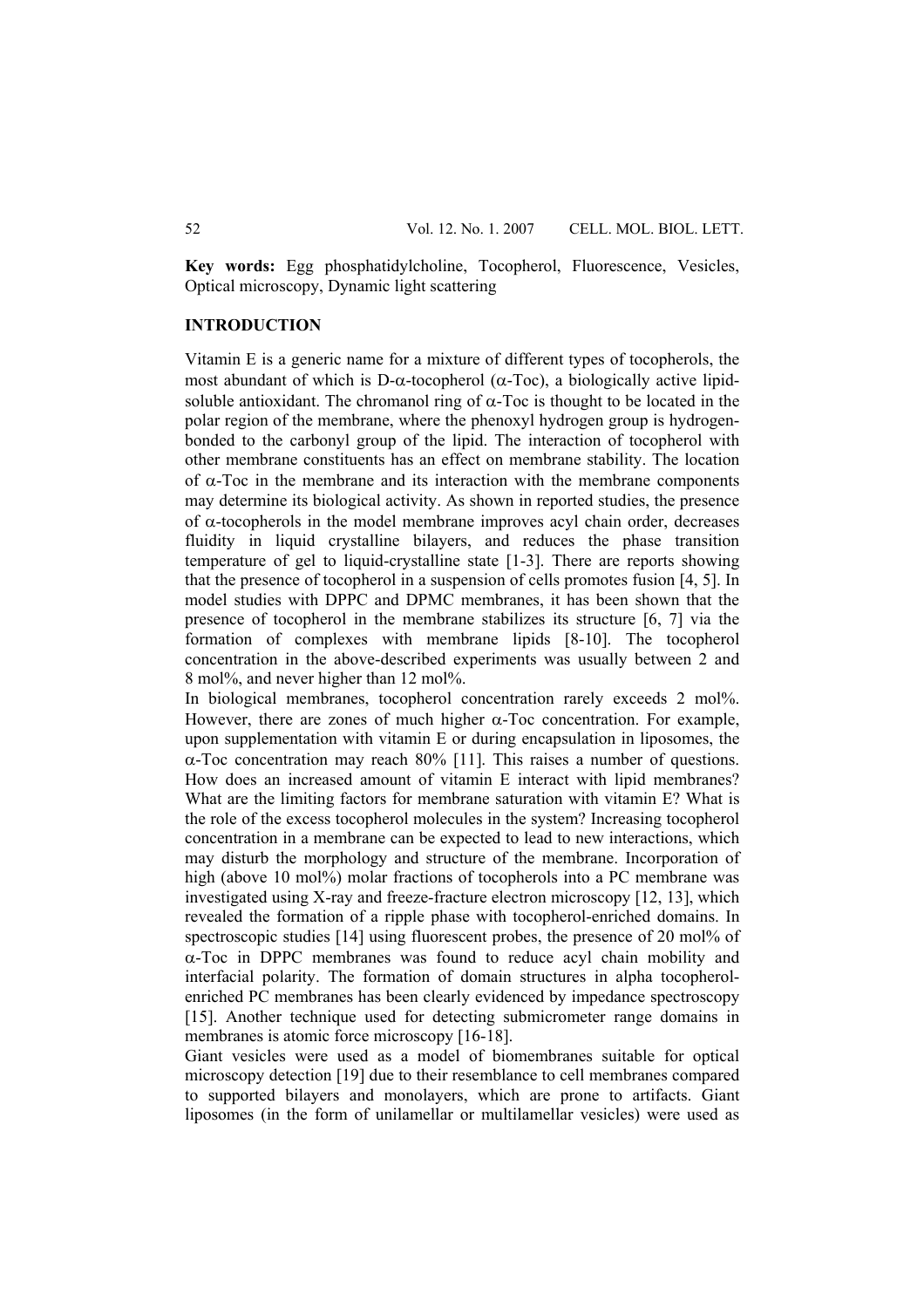**Key words:** Egg phosphatidylcholine, Tocopherol, Fluorescence, Vesicles, Optical microscopy, Dynamic light scattering

## INTRODUCTION

Vitamin E is a generic name for a mixture of different types of tocopherols, the most abundant of which is D-$\alpha$-tocopherol ($\alpha$-Toc), a biologically active lipid-soluble antioxidant. The chromanol ring of $\alpha$-Toc is thought to be located in the polar region of the membrane, where the phenoxyl hydrogen group is hydrogen-bonded to the carbonyl group of the lipid. The interaction of tocopherol with other membrane constituents has an effect on membrane stability. The location of $\alpha$-Toc in the membrane and its interaction with the membrane components may determine its biological activity. As shown in reported studies, the presence of $\alpha$-tocopherols in the model membrane improves acyl chain order, decreases fluidity in liquid crystalline bilayers, and reduces the phase transition temperature of gel to liquid-crystalline state [1-3]. There are reports showing that the presence of tocopherol in a suspension of cells promotes fusion [4, 5]. In model studies with DPPC and DPMC membranes, it has been shown that the presence of tocopherol in the membrane stabilizes its structure [6, 7] via the formation of complexes with membrane lipids [8-10]. The tocopherol concentration in the above-described experiments was usually between 2 and 8 mol%, and never higher than 12 mol%.

In biological membranes, tocopherol concentration rarely exceeds 2 mol%. However, there are zones of much higher $\alpha$-Toc concentration. For example, upon supplementation with vitamin E or during encapsulation in liposomes, the $\alpha$-Toc concentration may reach 80% [11]. This raises a number of questions. How does an increased amount of vitamin E interact with lipid membranes? What are the limiting factors for membrane saturation with vitamin E? What is the role of the excess tocopherol molecules in the system? Increasing tocopherol concentration in a membrane can be expected to lead to new interactions, which may disturb the morphology and structure of the membrane. Incorporation of high (above 10 mol%) molar fractions of tocopherols into a PC membrane was investigated using X-ray and freeze-fracture electron microscopy [12, 13], which revealed the formation of a ripple phase with tocopherol-enriched domains. In spectroscopic studies [14] using fluorescent probes, the presence of 20 mol% of $\alpha$-Toc in DPPC membranes was found to reduce acyl chain mobility and interfacial polarity. The formation of domain structures in alpha tocopherol-enriched PC membranes has been clearly evidenced by impedance spectroscopy [15]. Another technique used for detecting submicrometer range domains in membranes is atomic force microscopy [16-18].

Giant vesicles were used as a model of biomembranes suitable for optical microscopy detection [19] due to their resemblance to cell membranes compared to supported bilayers and monolayers, which are prone to artifacts. Giant liposomes (in the form of unilamellar or multilamellar vesicles) were used as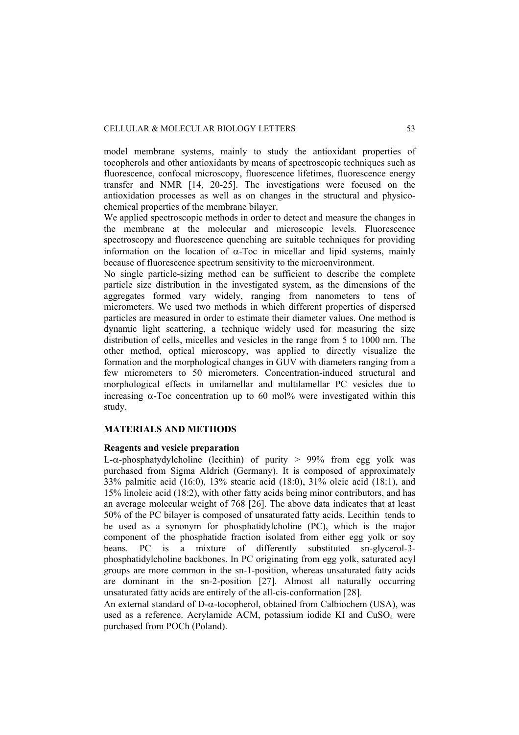model membrane systems, mainly to study the antioxidant properties of tocopherols and other antioxidants by means of spectroscopic techniques such as fluorescence, confocal microscopy, fluorescence lifetimes, fluorescence energy transfer and NMR [14, 20-25]. The investigations were focused on the antioxidation processes as well as on changes in the structural and physico-chemical properties of the membrane bilayer.

We applied spectroscopic methods in order to detect and measure the changes in the membrane at the molecular and microscopic levels. Fluorescence spectroscopy and fluorescence quenching are suitable techniques for providing information on the location of α-Toc in micellar and lipid systems, mainly because of fluorescence spectrum sensitivity to the microenvironment.

No single particle-sizing method can be sufficient to describe the complete particle size distribution in the investigated system, as the dimensions of the aggregates formed vary widely, ranging from nanometers to tens of micrometers. We used two methods in which different properties of dispersed particles are measured in order to estimate their diameter values. One method is dynamic light scattering, a technique widely used for measuring the size distribution of cells, micelles and vesicles in the range from 5 to 1000 nm. The other method, optical microscopy, was applied to directly visualize the formation and the morphological changes in GUV with diameters ranging from a few micrometers to 50 micrometers. Concentration-induced structural and morphological effects in unilamellar and multilamellar PC vesicles due to increasing α-Toc concentration up to 60 mol% were investigated within this study.

## MATERIALS AND METHODS

### Reagents and vesicle preparation

L-α-phosphatydylcholine (lecithin) of purity > 99% from egg yolk was purchased from Sigma Aldrich (Germany). It is composed of approximately 33% palmitic acid (16:0), 13% stearic acid (18:0), 31% oleic acid (18:1), and 15% linoleic acid (18:2), with other fatty acids being minor contributors, and has an average molecular weight of 768 [26]. The above data indicates that at least 50% of the PC bilayer is composed of unsaturated fatty acids. Lecithin tends to be used as a synonym for phosphatidylcholine (PC), which is the major component of the phosphatide fraction isolated from either egg yolk or soy beans. PC is a mixture of differently substituted sn-glycerol-3-phosphatidylcholine backbones. In PC originating from egg yolk, saturated acyl groups are more common in the sn-1-position, whereas unsaturated fatty acids are dominant in the sn-2-position [27]. Almost all naturally occurring unsaturated fatty acids are entirely of the all-cis-conformation [28].

An external standard of D-α-tocopherol, obtained from Calbiochem (USA), was used as a reference. Acrylamide ACM, potassium iodide KI and $CuSO_4$ were purchased from POCh (Poland).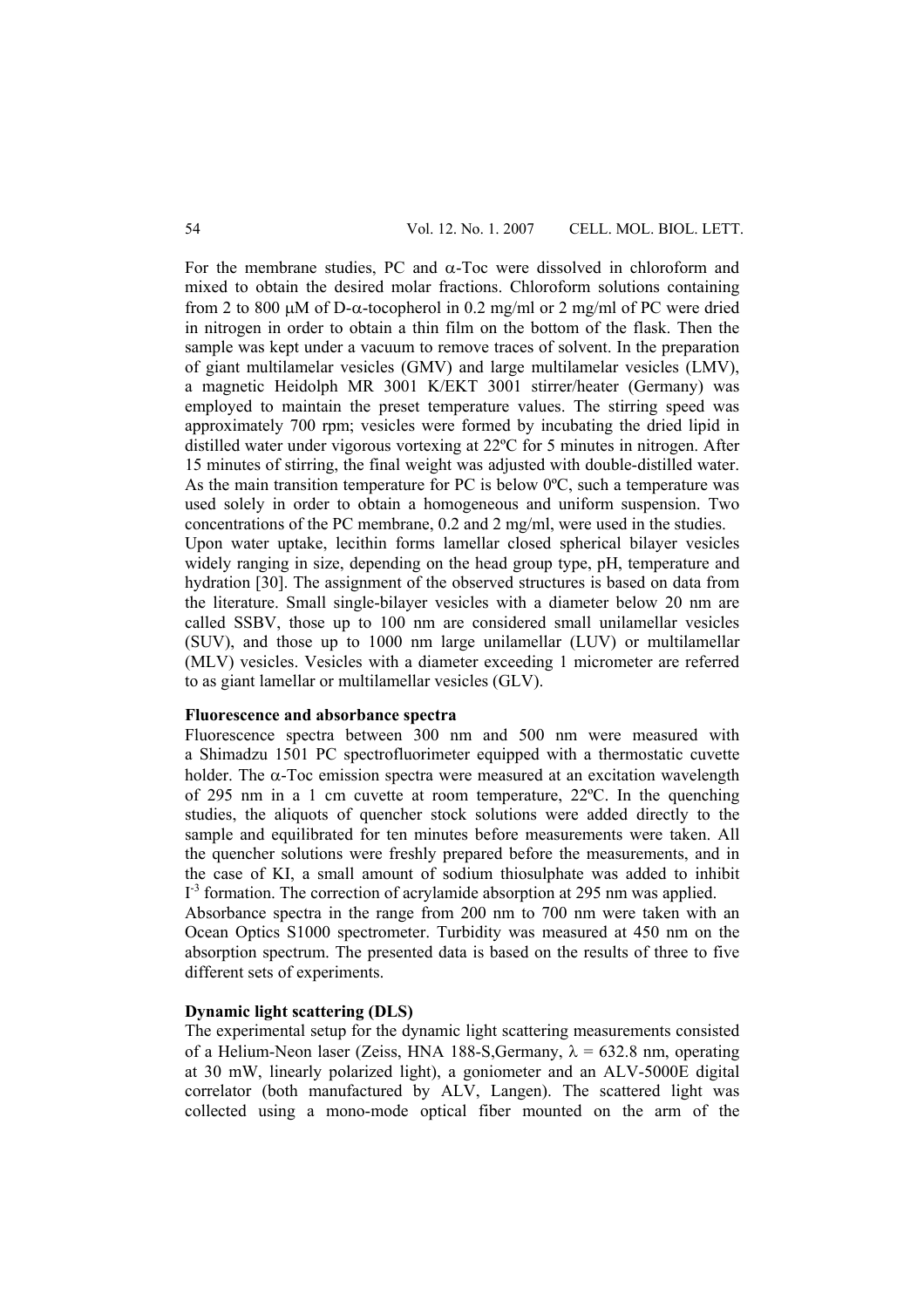For the membrane studies, PC and α-Toc were dissolved in chloroform and mixed to obtain the desired molar fractions. Chloroform solutions containing from 2 to 800 μM of D-α-tocopherol in 0.2 mg/ml or 2 mg/ml of PC were dried in nitrogen in order to obtain a thin film on the bottom of the flask. Then the sample was kept under a vacuum to remove traces of solvent. In the preparation of giant multilamelar vesicles (GMV) and large multilamelar vesicles (LMV), a magnetic Heidolph MR 3001 K/EKT 3001 stirrer/heater (Germany) was employed to maintain the preset temperature values. The stirring speed was approximately 700 rpm; vesicles were formed by incubating the dried lipid in distilled water under vigorous vortexing at 22ºC for 5 minutes in nitrogen. After 15 minutes of stirring, the final weight was adjusted with double-distilled water. As the main transition temperature for PC is below 0ºC, such a temperature was used solely in order to obtain a homogeneous and uniform suspension. Two concentrations of the PC membrane, 0.2 and 2 mg/ml, were used in the studies.

Upon water uptake, lecithin forms lamellar closed spherical bilayer vesicles widely ranging in size, depending on the head group type, pH, temperature and hydration [30]. The assignment of the observed structures is based on data from the literature. Small single-bilayer vesicles with a diameter below 20 nm are called SSBV, those up to 100 nm are considered small unilamellar vesicles (SUV), and those up to 1000 nm large unilamellar (LUV) or multilamellar (MLV) vesicles. Vesicles with a diameter exceeding 1 micrometer are referred to as giant lamellar or multilamellar vesicles (GLV).

**Fluorescence and absorbance spectra**

Fluorescence spectra between 300 nm and 500 nm were measured with a Shimadzu 1501 PC spectrofluorimeter equipped with a thermostatic cuvette holder. The α-Toc emission spectra were measured at an excitation wavelength of 295 nm in a 1 cm cuvette at room temperature, 22ºC. In the quenching studies, the aliquots of quencher stock solutions were added directly to the sample and equilibrated for ten minutes before measurements were taken. All the quencher solutions were freshly prepared before the measurements, and in the case of KI, a small amount of sodium thiosulphate was added to inhibit $I^{-3}$ formation. The correction of acrylamide absorption at 295 nm was applied.

Absorbance spectra in the range from 200 nm to 700 nm were taken with an Ocean Optics S1000 spectrometer. Turbidity was measured at 450 nm on the absorption spectrum. The presented data is based on the results of three to five different sets of experiments.

**Dynamic light scattering (DLS)**

The experimental setup for the dynamic light scattering measurements consisted of a Helium-Neon laser (Zeiss, HNA 188-S,Germany, $\lambda$ = 632.8 nm, operating at 30 mW, linearly polarized light), a goniometer and an ALV-5000E digital correlator (both manufactured by ALV, Langen). The scattered light was collected using a mono-mode optical fiber mounted on the arm of the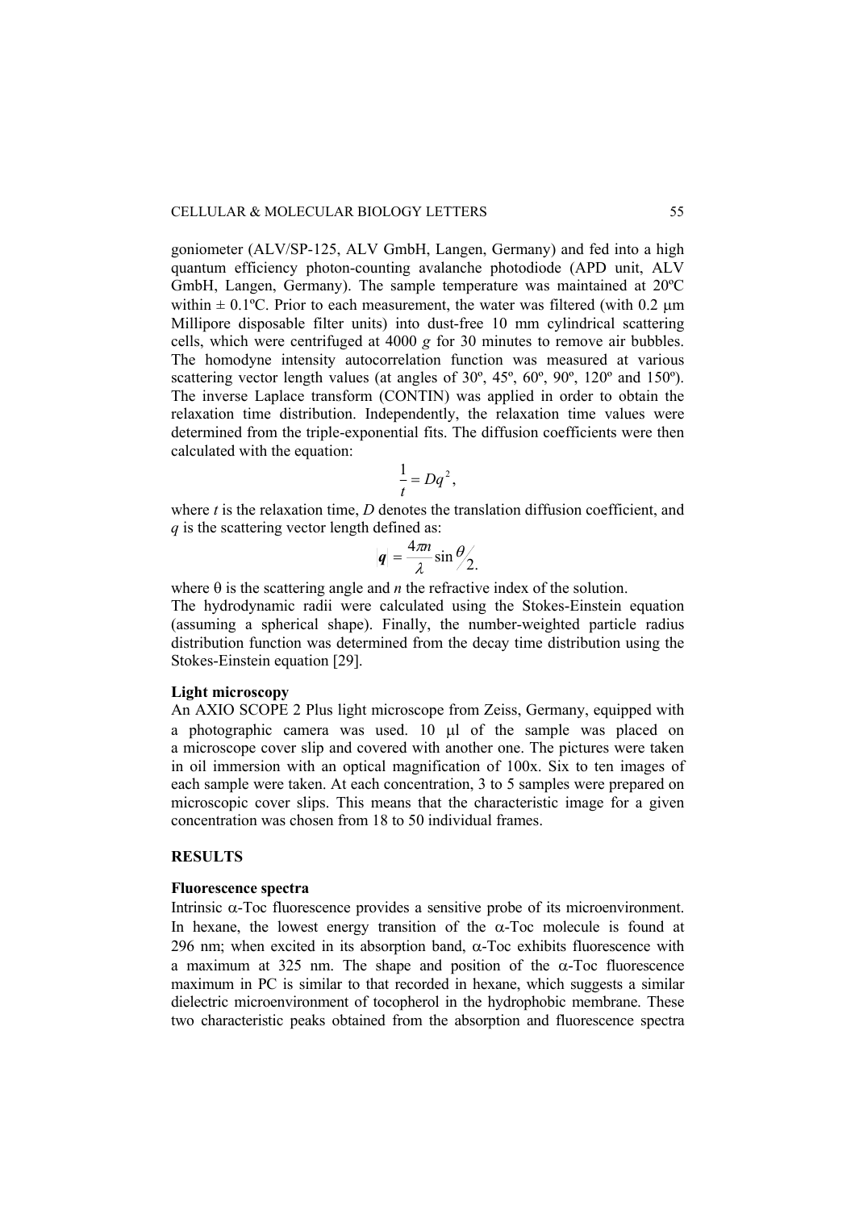goniometer (ALV/SP-125, ALV GmbH, Langen, Germany) and fed into a high quantum efficiency photon-counting avalanche photodiode (APD unit, ALV GmbH, Langen, Germany). The sample temperature was maintained at 20ºC within ± 0.1ºC. Prior to each measurement, the water was filtered (with 0.2 μm Millipore disposable filter units) into dust-free 10 mm cylindrical scattering cells, which were centrifuged at 4000 *g* for 30 minutes to remove air bubbles. The homodyne intensity autocorrelation function was measured at various scattering vector length values (at angles of 30º, 45º, 60º, 90º, 120º and 150º). The inverse Laplace transform (CONTIN) was applied in order to obtain the relaxation time distribution. Independently, the relaxation time values were determined from the triple-exponential fits. The diffusion coefficients were then calculated with the equation:

$$\frac{1}{t} = Dq^2,$$

where *t* is the relaxation time, *D* denotes the translation diffusion coefficient, and *q* is the scattering vector length defined as:

$$|\boldsymbol{q}| = \frac{4\pi n}{\lambda} \sin \theta / 2.$$

where θ is the scattering angle and *n* the refractive index of the solution.
The hydrodynamic radii were calculated using the Stokes-Einstein equation (assuming a spherical shape). Finally, the number-weighted particle radius distribution function was determined from the decay time distribution using the Stokes-Einstein equation [29].

**Light microscopy**

An AXIO SCOPE 2 Plus light microscope from Zeiss, Germany, equipped with a photographic camera was used. 10 μl of the sample was placed on a microscope cover slip and covered with another one. The pictures were taken in oil immersion with an optical magnification of 100x. Six to ten images of each sample were taken. At each concentration, 3 to 5 samples were prepared on microscopic cover slips. This means that the characteristic image for a given concentration was chosen from 18 to 50 individual frames.

## RESULTS

**Fluorescence spectra**

Intrinsic α-Toc fluorescence provides a sensitive probe of its microenvironment. In hexane, the lowest energy transition of the α-Toc molecule is found at 296 nm; when excited in its absorption band, α-Toc exhibits fluorescence with a maximum at 325 nm. The shape and position of the α-Toc fluorescence maximum in PC is similar to that recorded in hexane, which suggests a similar dielectric microenvironment of tocopherol in the hydrophobic membrane. These two characteristic peaks obtained from the absorption and fluorescence spectra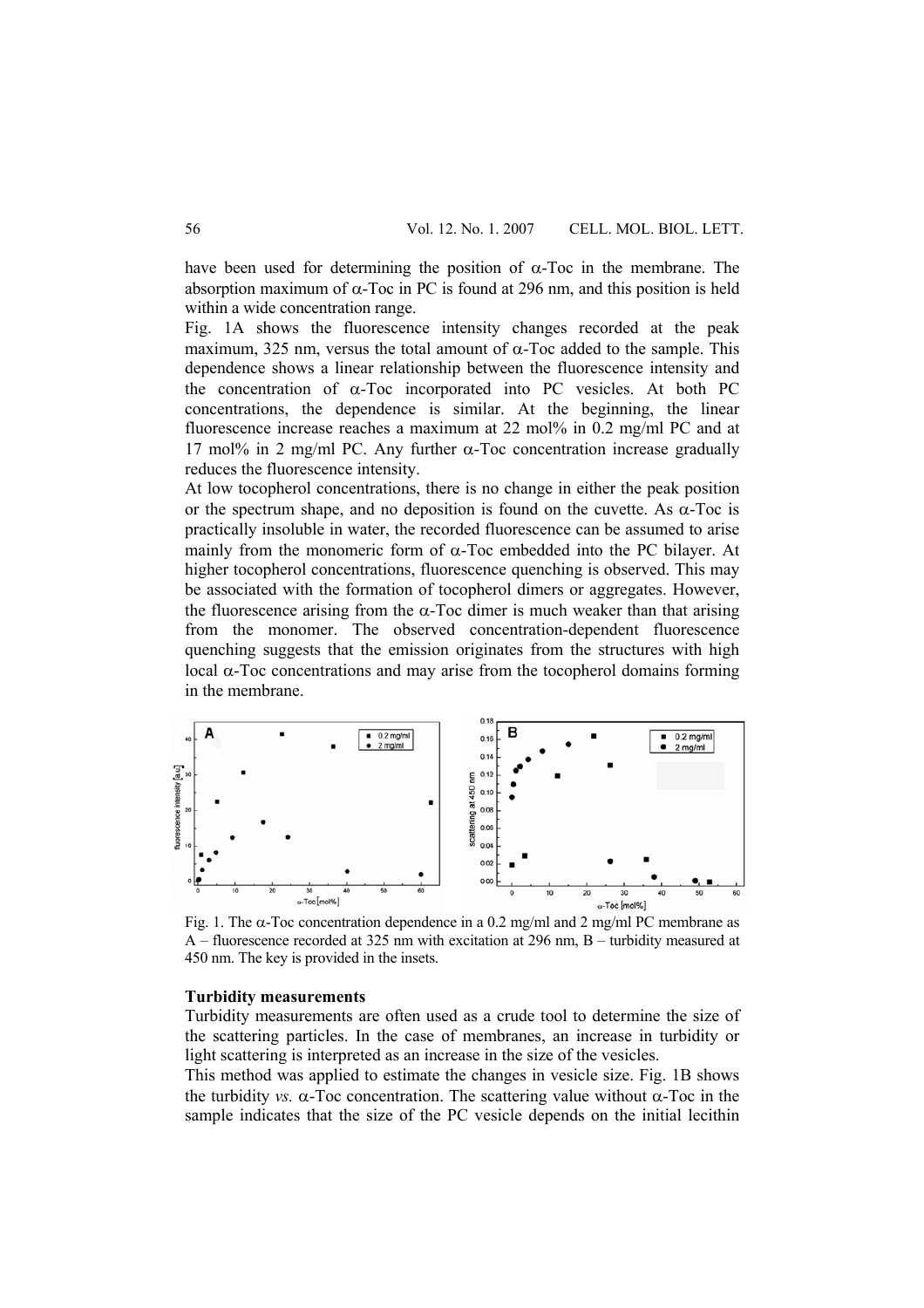have been used for determining the position of α-Toc in the membrane. The absorption maximum of α-Toc in PC is found at 296 nm, and this position is held within a wide concentration range.

Fig. 1A shows the fluorescence intensity changes recorded at the peak maximum, 325 nm, versus the total amount of α-Toc added to the sample. This dependence shows a linear relationship between the fluorescence intensity and the concentration of α-Toc incorporated into PC vesicles. At both PC concentrations, the dependence is similar. At the beginning, the linear fluorescence increase reaches a maximum at 22 mol% in 0.2 mg/ml PC and at 17 mol% in 2 mg/ml PC. Any further α-Toc concentration increase gradually reduces the fluorescence intensity.

At low tocopherol concentrations, there is no change in either the peak position or the spectrum shape, and no deposition is found on the cuvette. As α-Toc is practically insoluble in water, the recorded fluorescence can be assumed to arise mainly from the monomeric form of α-Toc embedded into the PC bilayer. At higher tocopherol concentrations, fluorescence quenching is observed. This may be associated with the formation of tocopherol dimers or aggregates. However, the fluorescence arising from the α-Toc dimer is much weaker than that arising from the monomer. The observed concentration-dependent fluorescence quenching suggests that the emission originates from the structures with high local α-Toc concentrations and may arise from the tocopherol domains forming in the membrane.

Fig. 1. The α-Toc concentration dependence in a 0.2 mg/ml and 2 mg/ml PC membrane as A – fluorescence recorded at 325 nm with excitation at 296 nm, B – turbidity measured at 450 nm. The key is provided in the insets.

### Turbidity measurements

Turbidity measurements are often used as a crude tool to determine the size of the scattering particles. In the case of membranes, an increase in turbidity or light scattering is interpreted as an increase in the size of the vesicles.

This method was applied to estimate the changes in vesicle size. Fig. 1B shows the turbidity *vs.* α-Toc concentration. The scattering value without α-Toc in the sample indicates that the size of the PC vesicle depends on the initial lecithin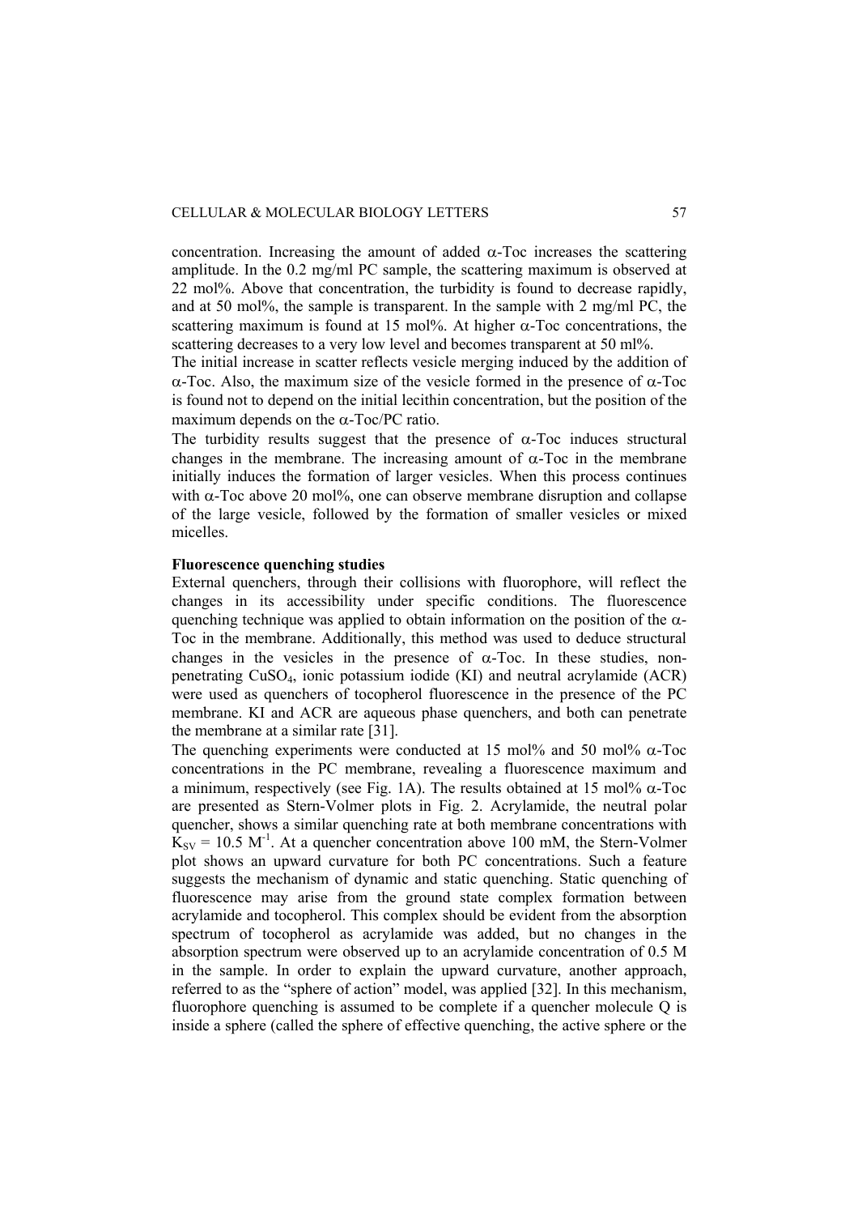concentration. Increasing the amount of added α-Toc increases the scattering amplitude. In the 0.2 mg/ml PC sample, the scattering maximum is observed at 22 mol%. Above that concentration, the turbidity is found to decrease rapidly, and at 50 mol%, the sample is transparent. In the sample with 2 mg/ml PC, the scattering maximum is found at 15 mol%. At higher α-Toc concentrations, the scattering decreases to a very low level and becomes transparent at 50 ml%.

The initial increase in scatter reflects vesicle merging induced by the addition of α-Toc. Also, the maximum size of the vesicle formed in the presence of α-Toc is found not to depend on the initial lecithin concentration, but the position of the maximum depends on the α-Toc/PC ratio.

The turbidity results suggest that the presence of α-Toc induces structural changes in the membrane. The increasing amount of α-Toc in the membrane initially induces the formation of larger vesicles. When this process continues with α-Toc above 20 mol%, one can observe membrane disruption and collapse of the large vesicle, followed by the formation of smaller vesicles or mixed micelles.

**Fluorescence quenching studies**

External quenchers, through their collisions with fluorophore, will reflect the changes in its accessibility under specific conditions. The fluorescence quenching technique was applied to obtain information on the position of the α-Toc in the membrane. Additionally, this method was used to deduce structural changes in the vesicles in the presence of α-Toc. In these studies, non-penetrating $CuSO_4$, ionic potassium iodide (KI) and neutral acrylamide (ACR) were used as quenchers of tocopherol fluorescence in the presence of the PC membrane. KI and ACR are aqueous phase quenchers, and both can penetrate the membrane at a similar rate [31].

The quenching experiments were conducted at 15 mol% and 50 mol% α-Toc concentrations in the PC membrane, revealing a fluorescence maximum and a minimum, respectively (see Fig. 1A). The results obtained at 15 mol% α-Toc are presented as Stern-Volmer plots in Fig. 2. Acrylamide, the neutral polar quencher, shows a similar quenching rate at both membrane concentrations with $K_{SV} = 10.5\ M^{-1}$. At a quencher concentration above 100 mM, the Stern-Volmer plot shows an upward curvature for both PC concentrations. Such a feature suggests the mechanism of dynamic and static quenching. Static quenching of fluorescence may arise from the ground state complex formation between acrylamide and tocopherol. This complex should be evident from the absorption spectrum of tocopherol as acrylamide was added, but no changes in the absorption spectrum were observed up to an acrylamide concentration of 0.5 M in the sample. In order to explain the upward curvature, another approach, referred to as the "sphere of action" model, was applied [32]. In this mechanism, fluorophore quenching is assumed to be complete if a quencher molecule Q is inside a sphere (called the sphere of effective quenching, the active sphere or the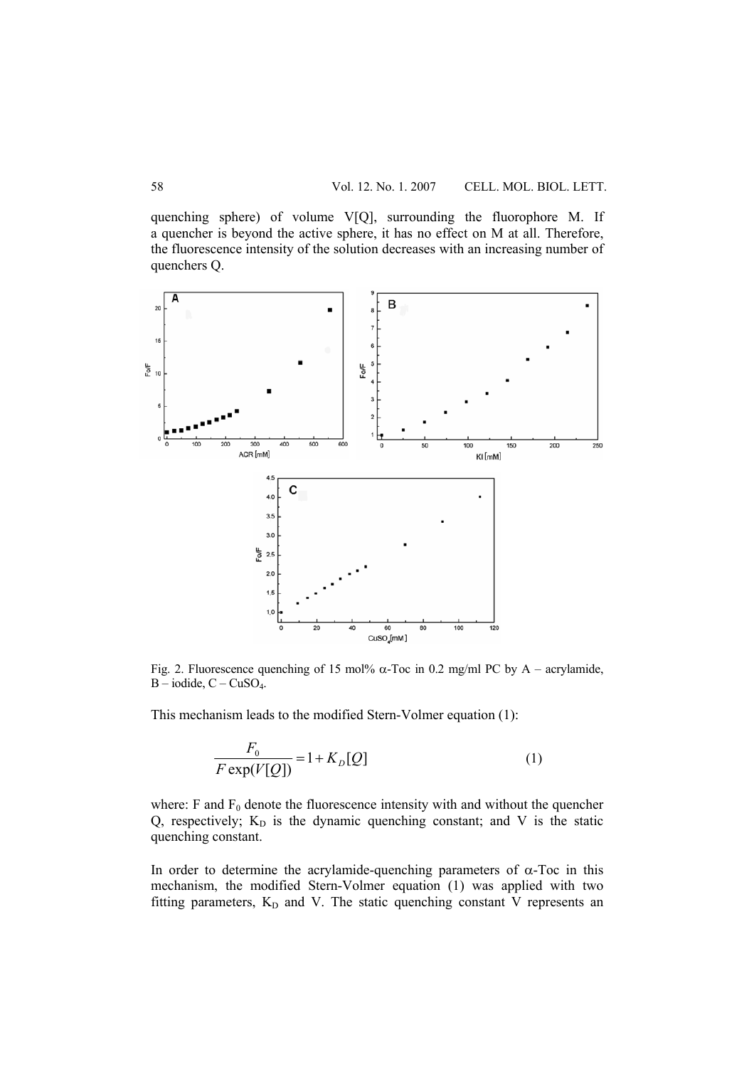quenching sphere) of volume V[Q], surrounding the fluorophore M. If a quencher is beyond the active sphere, it has no effect on M at all. Therefore, the fluorescence intensity of the solution decreases with an increasing number of quenchers Q.

A
Fo/F
20
15
10
5
0
0 100 200 300 400 500 600
ACR [mM]

B
Fo/F
9
8
7
6
5
4
3
2
1
0 50 100 150 200 250
KI [mM]

C
Fo/F
4.5
4.0
3.5
3.0
2.5
2.0
1.5
1.0
0 20 40 60 80 100 120
CuSO$_4$[mM]

Fig. 2. Fluorescence quenching of 15 mol% α-Toc in 0.2 mg/ml PC by A – acrylamide, B – iodide, C – $CuSO_4$.

This mechanism leads to the modified Stern-Volmer equation (1):

$$\frac{F_0}{F\exp(V[Q])} = 1 + K_D[Q] \qquad (1)$$

where: F and $F_0$ denote the fluorescence intensity with and without the quencher Q, respectively; $K_D$ is the dynamic quenching constant; and V is the static quenching constant.

In order to determine the acrylamide-quenching parameters of α-Toc in this mechanism, the modified Stern-Volmer equation (1) was applied with two fitting parameters, $K_D$ and V. The static quenching constant V represents an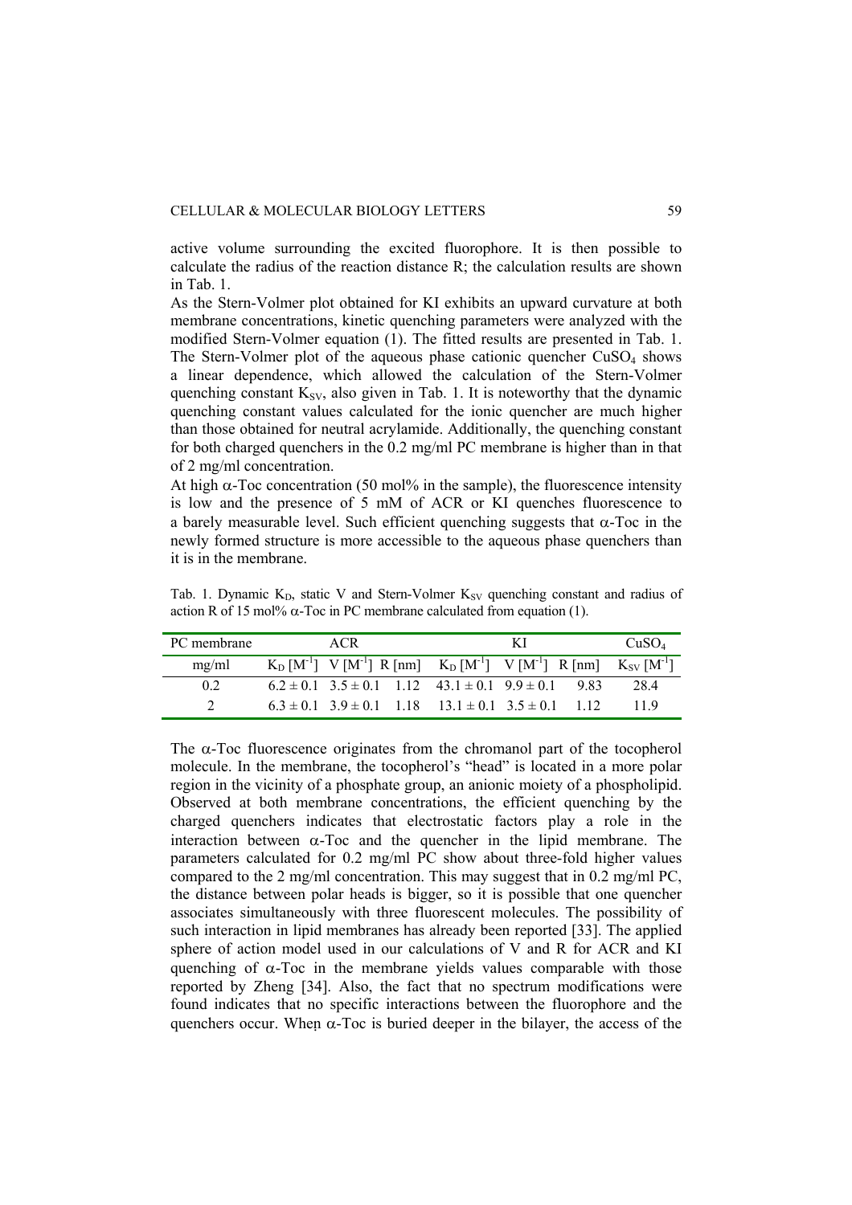active volume surrounding the excited fluorophore. It is then possible to calculate the radius of the reaction distance R; the calculation results are shown in Tab. 1.

As the Stern-Volmer plot obtained for KI exhibits an upward curvature at both membrane concentrations, kinetic quenching parameters were analyzed with the modified Stern-Volmer equation (1). The fitted results are presented in Tab. 1. The Stern-Volmer plot of the aqueous phase cationic quencher $CuSO_4$ shows a linear dependence, which allowed the calculation of the Stern-Volmer quenching constant $K_{SV}$, also given in Tab. 1. It is noteworthy that the dynamic quenching constant values calculated for the ionic quencher are much higher than those obtained for neutral acrylamide. Additionally, the quenching constant for both charged quenchers in the 0.2 mg/ml PC membrane is higher than in that of 2 mg/ml concentration.

At high α-Toc concentration (50 mol% in the sample), the fluorescence intensity is low and the presence of 5 mM of ACR or KI quenches fluorescence to a barely measurable level. Such efficient quenching suggests that α-Toc in the newly formed structure is more accessible to the aqueous phase quenchers than it is in the membrane.

Tab. 1. Dynamic $K_D$, static V and Stern-Volmer $K_{SV}$ quenching constant and radius of action R of 15 mol% α-Toc in PC membrane calculated from equation (1).

| PC membrane | ACR | | | KI | | | $CuSO_4$ |
|---|---|---|---|---|---|---|---|
| mg/ml | $K_D$ [$M^{-1}$] | V [$M^{-1}$] | R [nm] | $K_D$ [$M^{-1}$] | V [$M^{-1}$] | R [nm] | $K_{SV}$ [$M^{-1}$] |
| 0.2 | 6.2 ± 0.1 | 3.5 ± 0.1 | 1.12 | 43.1 ± 0.1 | 9.9 ± 0.1 | 9.83 | 28.4 |
| 2 | 6.3 ± 0.1 | 3.9 ± 0.1 | 1.18 | 13.1 ± 0.1 | 3.5 ± 0.1 | 1.12 | 11.9 |

The α-Toc fluorescence originates from the chromanol part of the tocopherol molecule. In the membrane, the tocopherol's "head" is located in a more polar region in the vicinity of a phosphate group, an anionic moiety of a phospholipid. Observed at both membrane concentrations, the efficient quenching by the charged quenchers indicates that electrostatic factors play a role in the interaction between α-Toc and the quencher in the lipid membrane. The parameters calculated for 0.2 mg/ml PC show about three-fold higher values compared to the 2 mg/ml concentration. This may suggest that in 0.2 mg/ml PC, the distance between polar heads is bigger, so it is possible that one quencher associates simultaneously with three fluorescent molecules. The possibility of such interaction in lipid membranes has already been reported [33]. The applied sphere of action model used in our calculations of V and R for ACR and KI quenching of α-Toc in the membrane yields values comparable with those reported by Zheng [34]. Also, the fact that no spectrum modifications were found indicates that no specific interactions between the fluorophore and the quenchers occur. When α-Toc is buried deeper in the bilayer, the access of the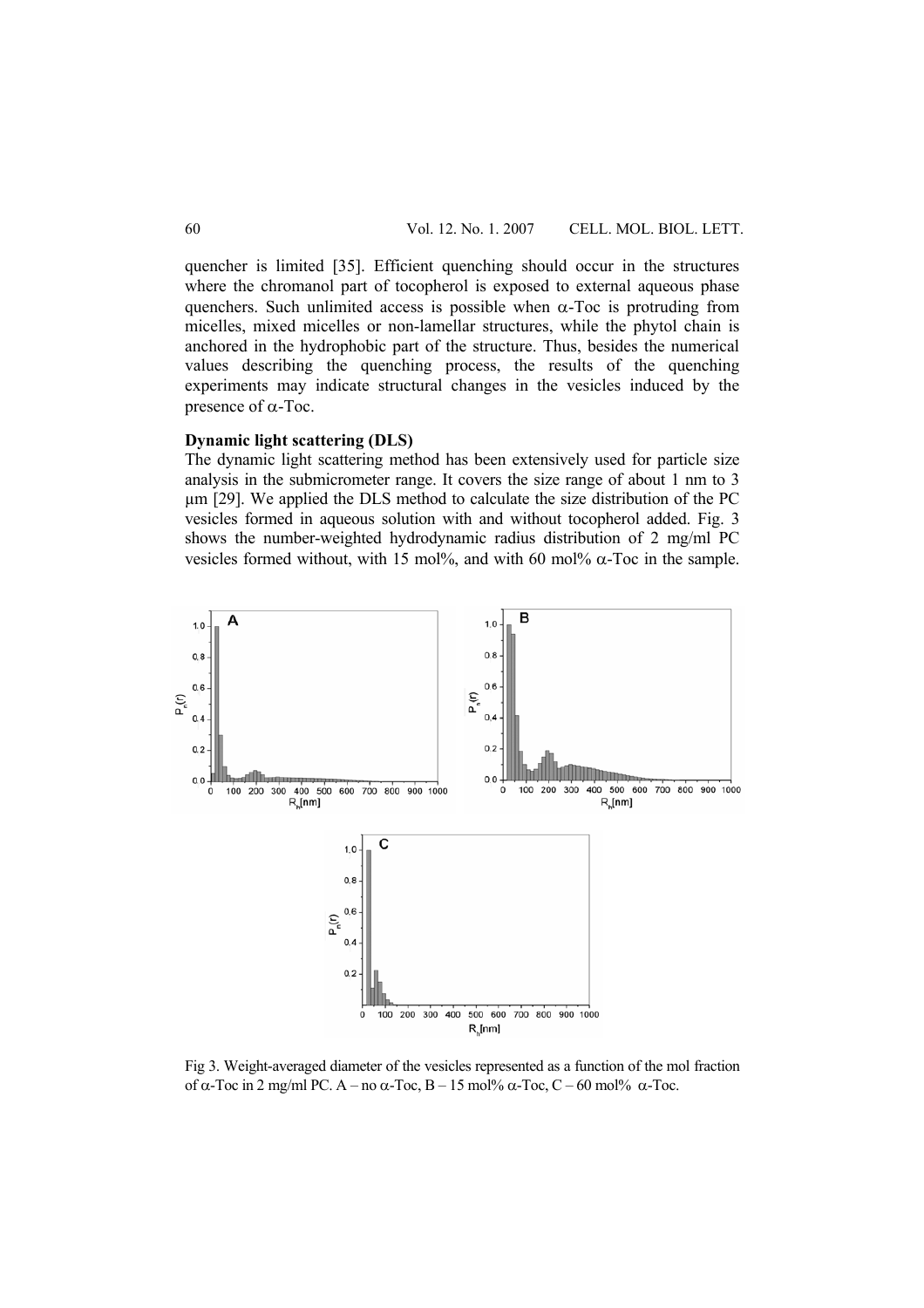quencher is limited [35]. Efficient quenching should occur in the structures where the chromanol part of tocopherol is exposed to external aqueous phase quenchers. Such unlimited access is possible when α-Toc is protruding from micelles, mixed micelles or non-lamellar structures, while the phytol chain is anchored in the hydrophobic part of the structure. Thus, besides the numerical values describing the quenching process, the results of the quenching experiments may indicate structural changes in the vesicles induced by the presence of α-Toc.

**Dynamic light scattering (DLS)**

The dynamic light scattering method has been extensively used for particle size analysis in the submicrometer range. It covers the size range of about 1 nm to 3 μm [29]. We applied the DLS method to calculate the size distribution of the PC vesicles formed in aqueous solution with and without tocopherol added. Fig. 3 shows the number-weighted hydrodynamic radius distribution of 2 mg/ml PC vesicles formed without, with 15 mol%, and with 60 mol% α-Toc in the sample.

A

$P_n(r)$

1.0
0.8
0.6
0.4
0.2
0.0

0 100 200 300 400 500 600 700 800 900 1000

$R_h$[nm]

B

$P_n(r)$

1.0
0.8
0.6
0.4
0.2
0.0

0 100 200 300 400 500 600 700 800 900 1000

$R_h$[nm]

C

$P_n(r)$

1.0
0.8
0.6
0.4
0.2

0 100 200 300 400 500 600 700 800 900 1000

$R_h$[nm]

Fig 3. Weight-averaged diameter of the vesicles represented as a function of the mol fraction of α-Toc in 2 mg/ml PC. A – no α-Toc, B – 15 mol% α-Toc, C – 60 mol% α-Toc.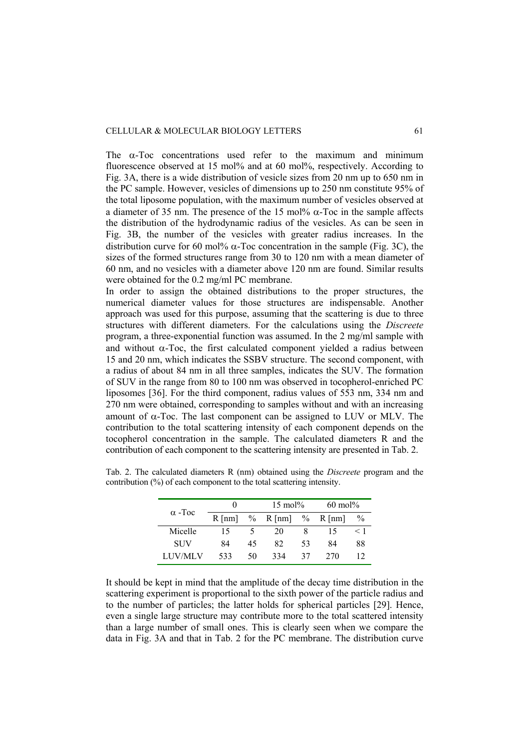The α-Toc concentrations used refer to the maximum and minimum fluorescence observed at 15 mol% and at 60 mol%, respectively. According to Fig. 3A, there is a wide distribution of vesicle sizes from 20 nm up to 650 nm in the PC sample. However, vesicles of dimensions up to 250 nm constitute 95% of the total liposome population, with the maximum number of vesicles observed at a diameter of 35 nm. The presence of the 15 mol% α-Toc in the sample affects the distribution of the hydrodynamic radius of the vesicles. As can be seen in Fig. 3B, the number of the vesicles with greater radius increases. In the distribution curve for 60 mol% α-Toc concentration in the sample (Fig. 3C), the sizes of the formed structures range from 30 to 120 nm with a mean diameter of 60 nm, and no vesicles with a diameter above 120 nm are found. Similar results were obtained for the 0.2 mg/ml PC membrane.

In order to assign the obtained distributions to the proper structures, the numerical diameter values for those structures are indispensable. Another approach was used for this purpose, assuming that the scattering is due to three structures with different diameters. For the calculations using the *Discreete* program, a three-exponential function was assumed. In the 2 mg/ml sample with and without α-Toc, the first calculated component yielded a radius between 15 and 20 nm, which indicates the SSBV structure. The second component, with a radius of about 84 nm in all three samples, indicates the SUV. The formation of SUV in the range from 80 to 100 nm was observed in tocopherol-enriched PC liposomes [36]. For the third component, radius values of 553 nm, 334 nm and 270 nm were obtained, corresponding to samples without and with an increasing amount of α-Toc. The last component can be assigned to LUV or MLV. The contribution to the total scattering intensity of each component depends on the tocopherol concentration in the sample. The calculated diameters R and the contribution of each component to the scattering intensity are presented in Tab. 2.

Tab. 2. The calculated diameters R (nm) obtained using the *Discreete* program and the contribution (%) of each component to the total scattering intensity.

| α -Toc | 0 | | 15 mol% | | 60 mol% | |
|---|---|---|---|---|---|---|
| | R [nm] | % | R [nm] | % | R [nm] | % |
| Micelle | 15 | 5 | 20 | 8 | 15 | < 1 |
| SUV | 84 | 45 | 82 | 53 | 84 | 88 |
| LUV/MLV | 533 | 50 | 334 | 37 | 270 | 12 |

It should be kept in mind that the amplitude of the decay time distribution in the scattering experiment is proportional to the sixth power of the particle radius and to the number of particles; the latter holds for spherical particles [29]. Hence, even a single large structure may contribute more to the total scattered intensity than a large number of small ones. This is clearly seen when we compare the data in Fig. 3A and that in Tab. 2 for the PC membrane. The distribution curve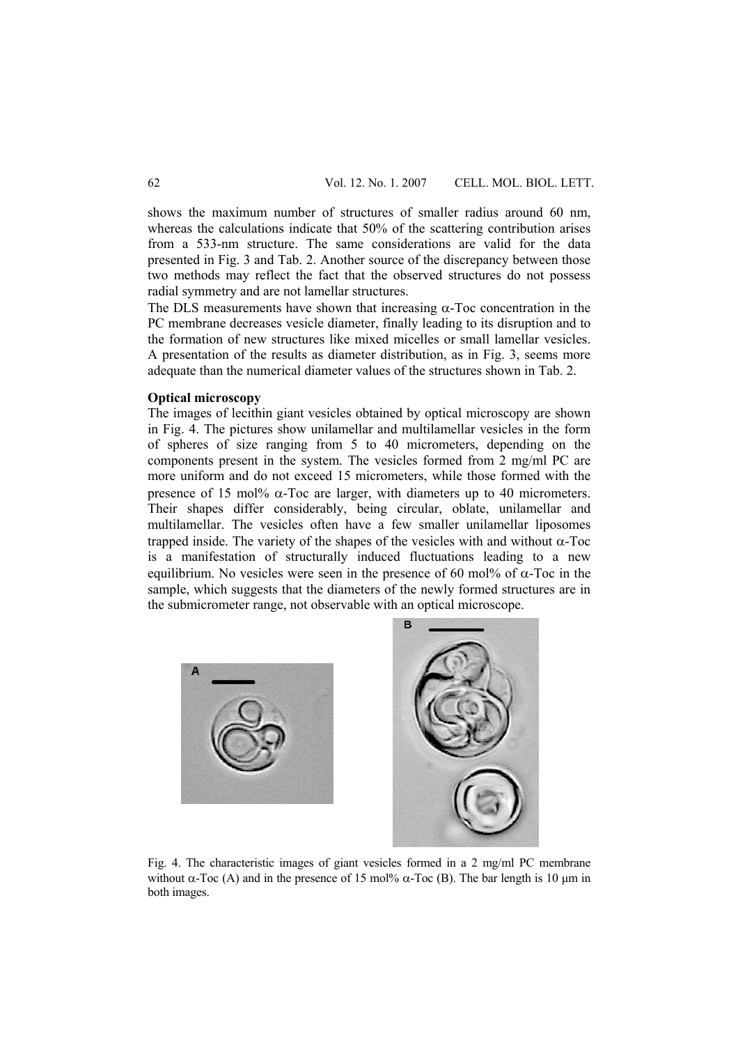shows the maximum number of structures of smaller radius around 60 nm, whereas the calculations indicate that 50% of the scattering contribution arises from a 533-nm structure. The same considerations are valid for the data presented in Fig. 3 and Tab. 2. Another source of the discrepancy between those two methods may reflect the fact that the observed structures do not possess radial symmetry and are not lamellar structures.

The DLS measurements have shown that increasing α-Toc concentration in the PC membrane decreases vesicle diameter, finally leading to its disruption and to the formation of new structures like mixed micelles or small lamellar vesicles. A presentation of the results as diameter distribution, as in Fig. 3, seems more adequate than the numerical diameter values of the structures shown in Tab. 2.

**Optical microscopy**

The images of lecithin giant vesicles obtained by optical microscopy are shown in Fig. 4. The pictures show unilamellar and multilamellar vesicles in the form of spheres of size ranging from 5 to 40 micrometers, depending on the components present in the system. The vesicles formed from 2 mg/ml PC are more uniform and do not exceed 15 micrometers, while those formed with the presence of 15 mol% α-Toc are larger, with diameters up to 40 micrometers. Their shapes differ considerably, being circular, oblate, unilamellar and multilamellar. The vesicles often have a few smaller unilamellar liposomes trapped inside. The variety of the shapes of the vesicles with and without α-Toc is a manifestation of structurally induced fluctuations leading to a new equilibrium. No vesicles were seen in the presence of 60 mol% of α-Toc in the sample, which suggests that the diameters of the newly formed structures are in the submicrometer range, not observable with an optical microscope.

A

B

Fig. 4. The characteristic images of giant vesicles formed in a 2 mg/ml PC membrane without α-Toc (A) and in the presence of 15 mol% α-Toc (B). The bar length is 10 μm in both images.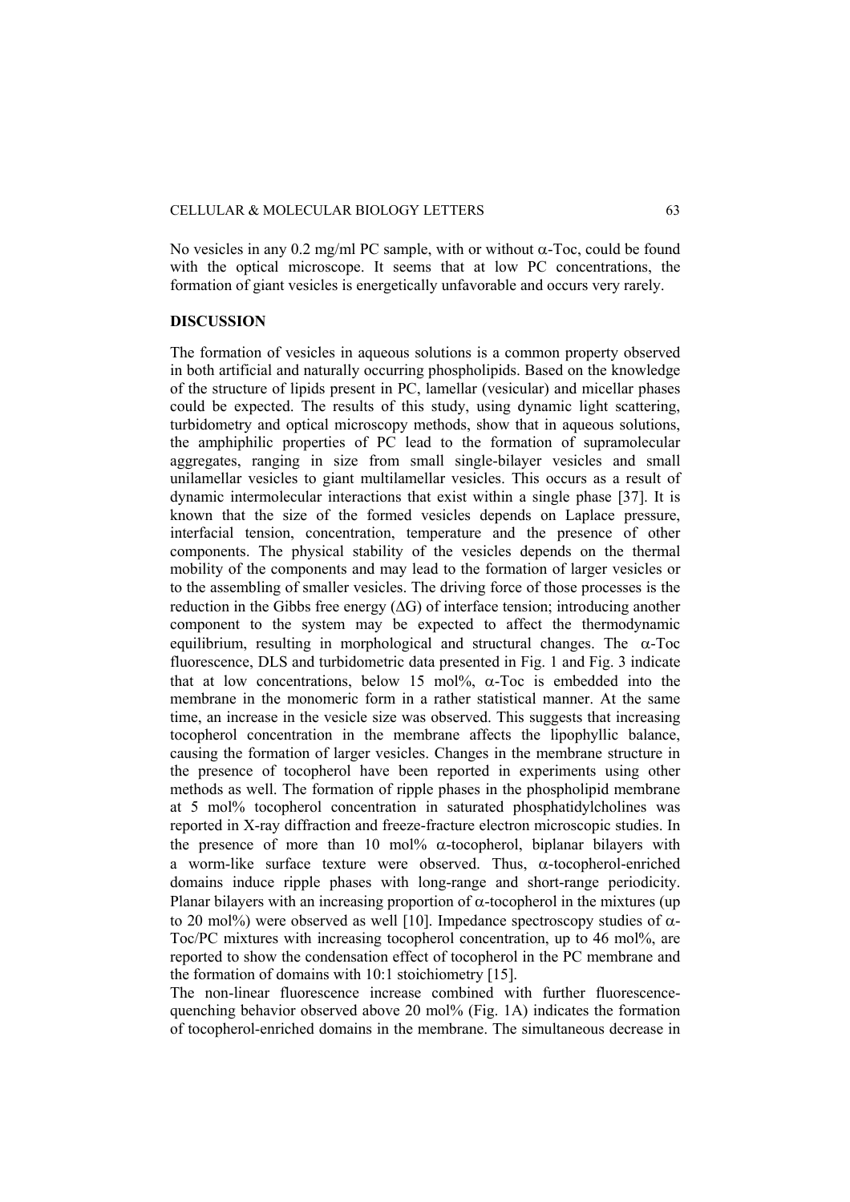No vesicles in any 0.2 mg/ml PC sample, with or without α-Toc, could be found with the optical microscope. It seems that at low PC concentrations, the formation of giant vesicles is energetically unfavorable and occurs very rarely.

## DISCUSSION

The formation of vesicles in aqueous solutions is a common property observed in both artificial and naturally occurring phospholipids. Based on the knowledge of the structure of lipids present in PC, lamellar (vesicular) and micellar phases could be expected. The results of this study, using dynamic light scattering, turbidometry and optical microscopy methods, show that in aqueous solutions, the amphiphilic properties of PC lead to the formation of supramolecular aggregates, ranging in size from small single-bilayer vesicles and small unilamellar vesicles to giant multilamellar vesicles. This occurs as a result of dynamic intermolecular interactions that exist within a single phase [37]. It is known that the size of the formed vesicles depends on Laplace pressure, interfacial tension, concentration, temperature and the presence of other components. The physical stability of the vesicles depends on the thermal mobility of the components and may lead to the formation of larger vesicles or to the assembling of smaller vesicles. The driving force of those processes is the reduction in the Gibbs free energy ($\Delta G$) of interface tension; introducing another component to the system may be expected to affect the thermodynamic equilibrium, resulting in morphological and structural changes. The α-Toc fluorescence, DLS and turbidometric data presented in Fig. 1 and Fig. 3 indicate that at low concentrations, below 15 mol%, α-Toc is embedded into the membrane in the monomeric form in a rather statistical manner. At the same time, an increase in the vesicle size was observed. This suggests that increasing tocopherol concentration in the membrane affects the lipophyllic balance, causing the formation of larger vesicles. Changes in the membrane structure in the presence of tocopherol have been reported in experiments using other methods as well. The formation of ripple phases in the phospholipid membrane at 5 mol% tocopherol concentration in saturated phosphatidylcholines was reported in X-ray diffraction and freeze-fracture electron microscopic studies. In the presence of more than 10 mol% α-tocopherol, biplanar bilayers with a worm-like surface texture were observed. Thus, α-tocopherol-enriched domains induce ripple phases with long-range and short-range periodicity. Planar bilayers with an increasing proportion of α-tocopherol in the mixtures (up to 20 mol%) were observed as well [10]. Impedance spectroscopy studies of α-Toc/PC mixtures with increasing tocopherol concentration, up to 46 mol%, are reported to show the condensation effect of tocopherol in the PC membrane and the formation of domains with 10:1 stoichiometry [15].

The non-linear fluorescence increase combined with further fluorescence-quenching behavior observed above 20 mol% (Fig. 1A) indicates the formation of tocopherol-enriched domains in the membrane. The simultaneous decrease in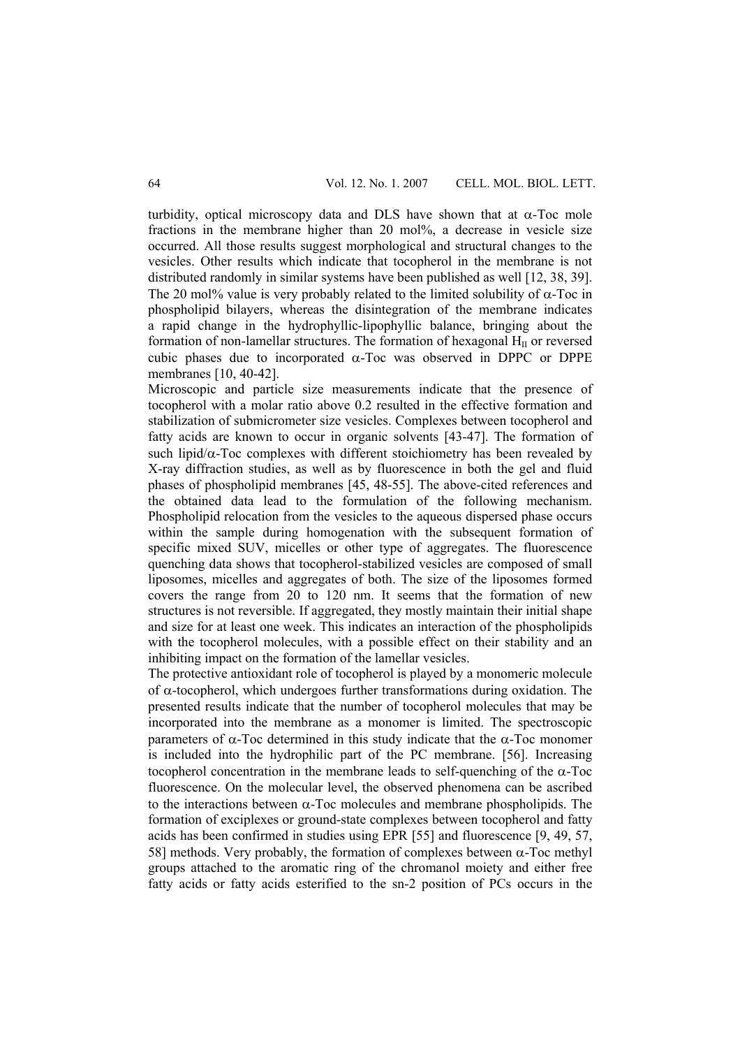turbidity, optical microscopy data and DLS have shown that at α-Toc mole fractions in the membrane higher than 20 mol%, a decrease in vesicle size occurred. All those results suggest morphological and structural changes to the vesicles. Other results which indicate that tocopherol in the membrane is not distributed randomly in similar systems have been published as well [12, 38, 39]. The 20 mol% value is very probably related to the limited solubility of α-Toc in phospholipid bilayers, whereas the disintegration of the membrane indicates a rapid change in the hydrophyllic-lipophyllic balance, bringing about the formation of non-lamellar structures. The formation of hexagonal $H_{II}$ or reversed cubic phases due to incorporated α-Toc was observed in DPPC or DPPE membranes [10, 40-42].

Microscopic and particle size measurements indicate that the presence of tocopherol with a molar ratio above 0.2 resulted in the effective formation and stabilization of submicrometer size vesicles. Complexes between tocopherol and fatty acids are known to occur in organic solvents [43-47]. The formation of such lipid/α-Toc complexes with different stoichiometry has been revealed by X-ray diffraction studies, as well as by fluorescence in both the gel and fluid phases of phospholipid membranes [45, 48-55]. The above-cited references and the obtained data lead to the formulation of the following mechanism. Phospholipid relocation from the vesicles to the aqueous dispersed phase occurs within the sample during homogenation with the subsequent formation of specific mixed SUV, micelles or other type of aggregates. The fluorescence quenching data shows that tocopherol-stabilized vesicles are composed of small liposomes, micelles and aggregates of both. The size of the liposomes formed covers the range from 20 to 120 nm. It seems that the formation of new structures is not reversible. If aggregated, they mostly maintain their initial shape and size for at least one week. This indicates an interaction of the phospholipids with the tocopherol molecules, with a possible effect on their stability and an inhibiting impact on the formation of the lamellar vesicles.

The protective antioxidant role of tocopherol is played by a monomeric molecule of α-tocopherol, which undergoes further transformations during oxidation. The presented results indicate that the number of tocopherol molecules that may be incorporated into the membrane as a monomer is limited. The spectroscopic parameters of α-Toc determined in this study indicate that the α-Toc monomer is included into the hydrophilic part of the PC membrane. [56]. Increasing tocopherol concentration in the membrane leads to self-quenching of the α-Toc fluorescence. On the molecular level, the observed phenomena can be ascribed to the interactions between α-Toc molecules and membrane phospholipids. The formation of exciplexes or ground-state complexes between tocopherol and fatty acids has been confirmed in studies using EPR [55] and fluorescence [9, 49, 57, 58] methods. Very probably, the formation of complexes between α-Toc methyl groups attached to the aromatic ring of the chromanol moiety and either free fatty acids or fatty acids esterified to the sn-2 position of PCs occurs in the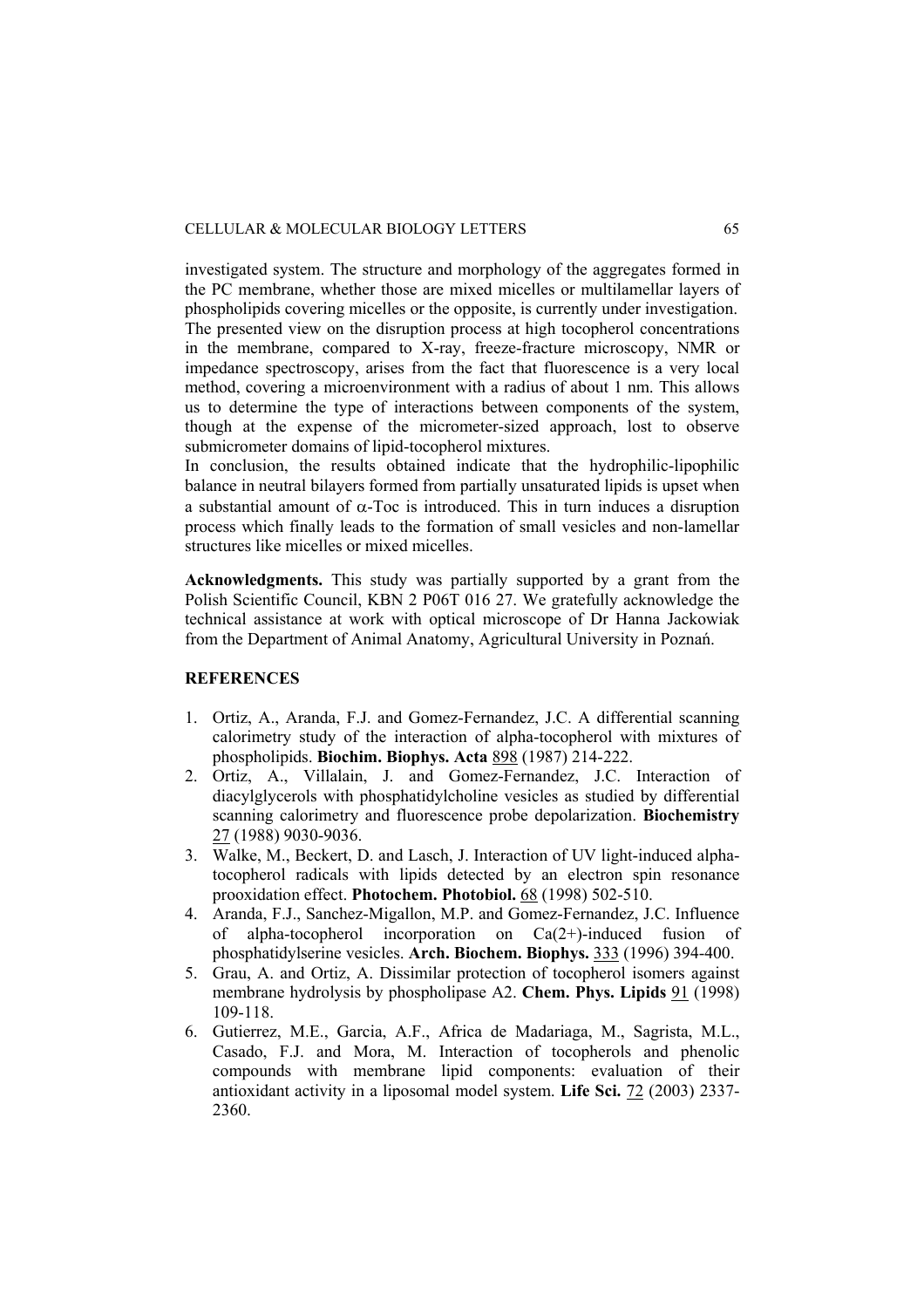investigated system. The structure and morphology of the aggregates formed in the PC membrane, whether those are mixed micelles or multilamellar layers of phospholipids covering micelles or the opposite, is currently under investigation. The presented view on the disruption process at high tocopherol concentrations in the membrane, compared to X-ray, freeze-fracture microscopy, NMR or impedance spectroscopy, arises from the fact that fluorescence is a very local method, covering a microenvironment with a radius of about 1 nm. This allows us to determine the type of interactions between components of the system, though at the expense of the micrometer-sized approach, lost to observe submicrometer domains of lipid-tocopherol mixtures.

In conclusion, the results obtained indicate that the hydrophilic-lipophilic balance in neutral bilayers formed from partially unsaturated lipids is upset when a substantial amount of $\alpha$-Toc is introduced. This in turn induces a disruption process which finally leads to the formation of small vesicles and non-lamellar structures like micelles or mixed micelles.

**Acknowledgments.** This study was partially supported by a grant from the Polish Scientific Council, KBN 2 P06T 016 27. We gratefully acknowledge the technical assistance at work with optical microscope of Dr Hanna Jackowiak from the Department of Animal Anatomy, Agricultural University in Poznań.

## REFERENCES

1. Ortiz, A., Aranda, F.J. and Gomez-Fernandez, J.C. A differential scanning calorimetry study of the interaction of alpha-tocopherol with mixtures of phospholipids. **Biochim. Biophys. Acta** 898 (1987) 214-222.
2. Ortiz, A., Villalain, J. and Gomez-Fernandez, J.C. Interaction of diacylglycerols with phosphatidylcholine vesicles as studied by differential scanning calorimetry and fluorescence probe depolarization. **Biochemistry** 27 (1988) 9030-9036.
3. Walke, M., Beckert, D. and Lasch, J. Interaction of UV light-induced alpha-tocopherol radicals with lipids detected by an electron spin resonance prooxidation effect. **Photochem. Photobiol.** 68 (1998) 502-510.
4. Aranda, F.J., Sanchez-Migallon, M.P. and Gomez-Fernandez, J.C. Influence of alpha-tocopherol incorporation on Ca(2+)-induced fusion of phosphatidylserine vesicles. **Arch. Biochem. Biophys.** 333 (1996) 394-400.
5. Grau, A. and Ortiz, A. Dissimilar protection of tocopherol isomers against membrane hydrolysis by phospholipase A2. **Chem. Phys. Lipids** 91 (1998) 109-118.
6. Gutierrez, M.E., Garcia, A.F., Africa de Madariaga, M., Sagrista, M.L., Casado, F.J. and Mora, M. Interaction of tocopherols and phenolic compounds with membrane lipid components: evaluation of their antioxidant activity in a liposomal model system. **Life Sci.** 72 (2003) 2337-2360.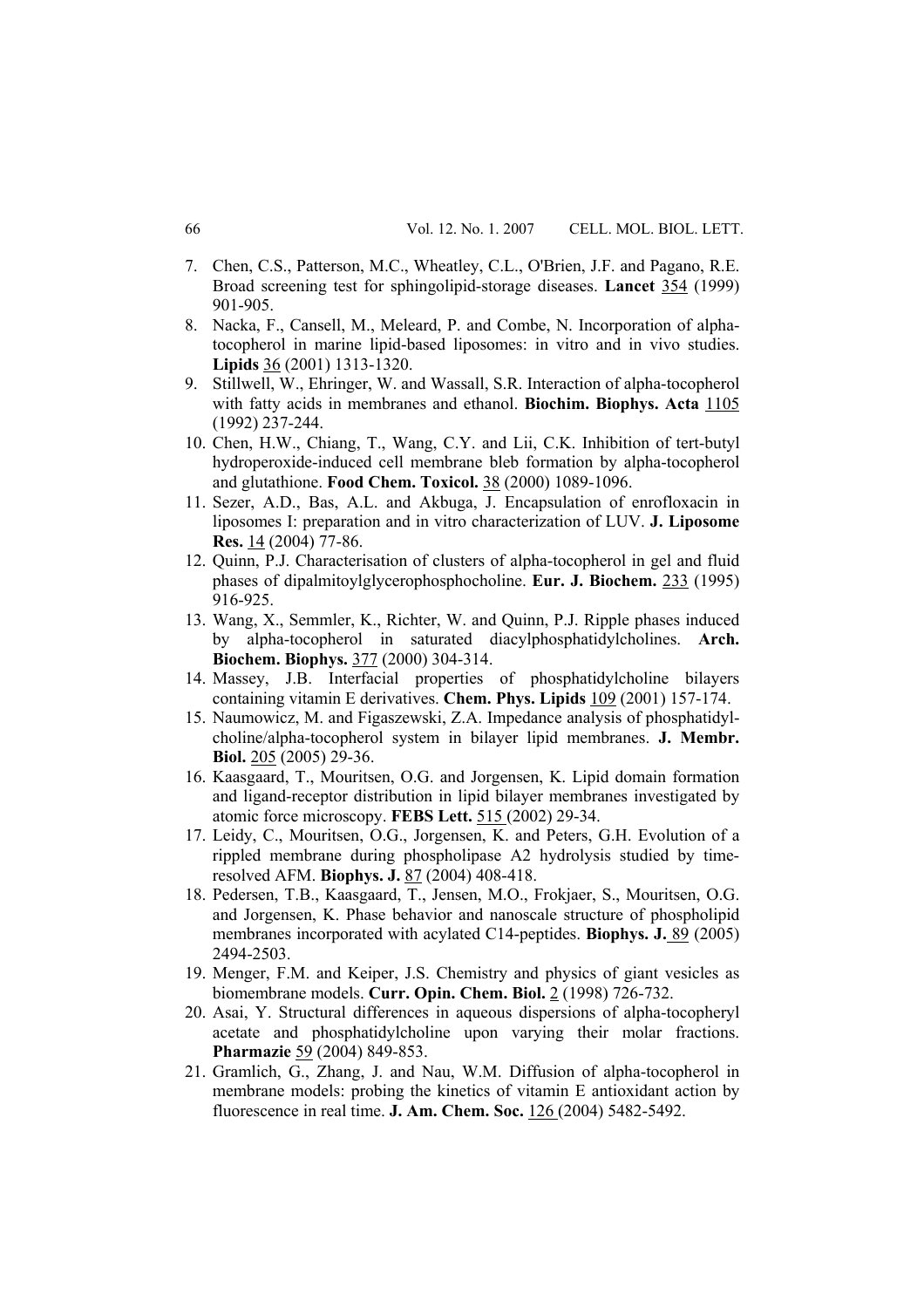7. Chen, C.S., Patterson, M.C., Wheatley, C.L., O'Brien, J.F. and Pagano, R.E. Broad screening test for sphingolipid-storage diseases. **Lancet** 354 (1999) 901-905.
8. Nacka, F., Cansell, M., Meleard, P. and Combe, N. Incorporation of alpha-tocopherol in marine lipid-based liposomes: in vitro and in vivo studies. **Lipids** 36 (2001) 1313-1320.
9. Stillwell, W., Ehringer, W. and Wassall, S.R. Interaction of alpha-tocopherol with fatty acids in membranes and ethanol. **Biochim. Biophys. Acta** 1105 (1992) 237-244.
10. Chen, H.W., Chiang, T., Wang, C.Y. and Lii, C.K. Inhibition of tert-butyl hydroperoxide-induced cell membrane bleb formation by alpha-tocopherol and glutathione. **Food Chem. Toxicol.** 38 (2000) 1089-1096.
11. Sezer, A.D., Bas, A.L. and Akbuga, J. Encapsulation of enrofloxacin in liposomes I: preparation and in vitro characterization of LUV. **J. Liposome Res.** 14 (2004) 77-86.
12. Quinn, P.J. Characterisation of clusters of alpha-tocopherol in gel and fluid phases of dipalmitoylglycerophosphocholine. **Eur. J. Biochem.** 233 (1995) 916-925.
13. Wang, X., Semmler, K., Richter, W. and Quinn, P.J. Ripple phases induced by alpha-tocopherol in saturated diacylphosphatidylcholines. **Arch. Biochem. Biophys.** 377 (2000) 304-314.
14. Massey, J.B. Interfacial properties of phosphatidylcholine bilayers containing vitamin E derivatives. **Chem. Phys. Lipids** 109 (2001) 157-174.
15. Naumowicz, M. and Figaszewski, Z.A. Impedance analysis of phosphatidylcholine/alpha-tocopherol system in bilayer lipid membranes. **J. Membr. Biol.** 205 (2005) 29-36.
16. Kaasgaard, T., Mouritsen, O.G. and Jorgensen, K. Lipid domain formation and ligand-receptor distribution in lipid bilayer membranes investigated by atomic force microscopy. **FEBS Lett.** 515 (2002) 29-34.
17. Leidy, C., Mouritsen, O.G., Jorgensen, K. and Peters, G.H. Evolution of a rippled membrane during phospholipase A2 hydrolysis studied by time-resolved AFM. **Biophys. J.** 87 (2004) 408-418.
18. Pedersen, T.B., Kaasgaard, T., Jensen, M.O., Frokjaer, S., Mouritsen, O.G. and Jorgensen, K. Phase behavior and nanoscale structure of phospholipid membranes incorporated with acylated C14-peptides. **Biophys. J.** 89 (2005) 2494-2503.
19. Menger, F.M. and Keiper, J.S. Chemistry and physics of giant vesicles as biomembrane models. **Curr. Opin. Chem. Biol.** 2 (1998) 726-732.
20. Asai, Y. Structural differences in aqueous dispersions of alpha-tocopheryl acetate and phosphatidylcholine upon varying their molar fractions. **Pharmazie** 59 (2004) 849-853.
21. Gramlich, G., Zhang, J. and Nau, W.M. Diffusion of alpha-tocopherol in membrane models: probing the kinetics of vitamin E antioxidant action by fluorescence in real time. **J. Am. Chem. Soc.** 126 (2004) 5482-5492.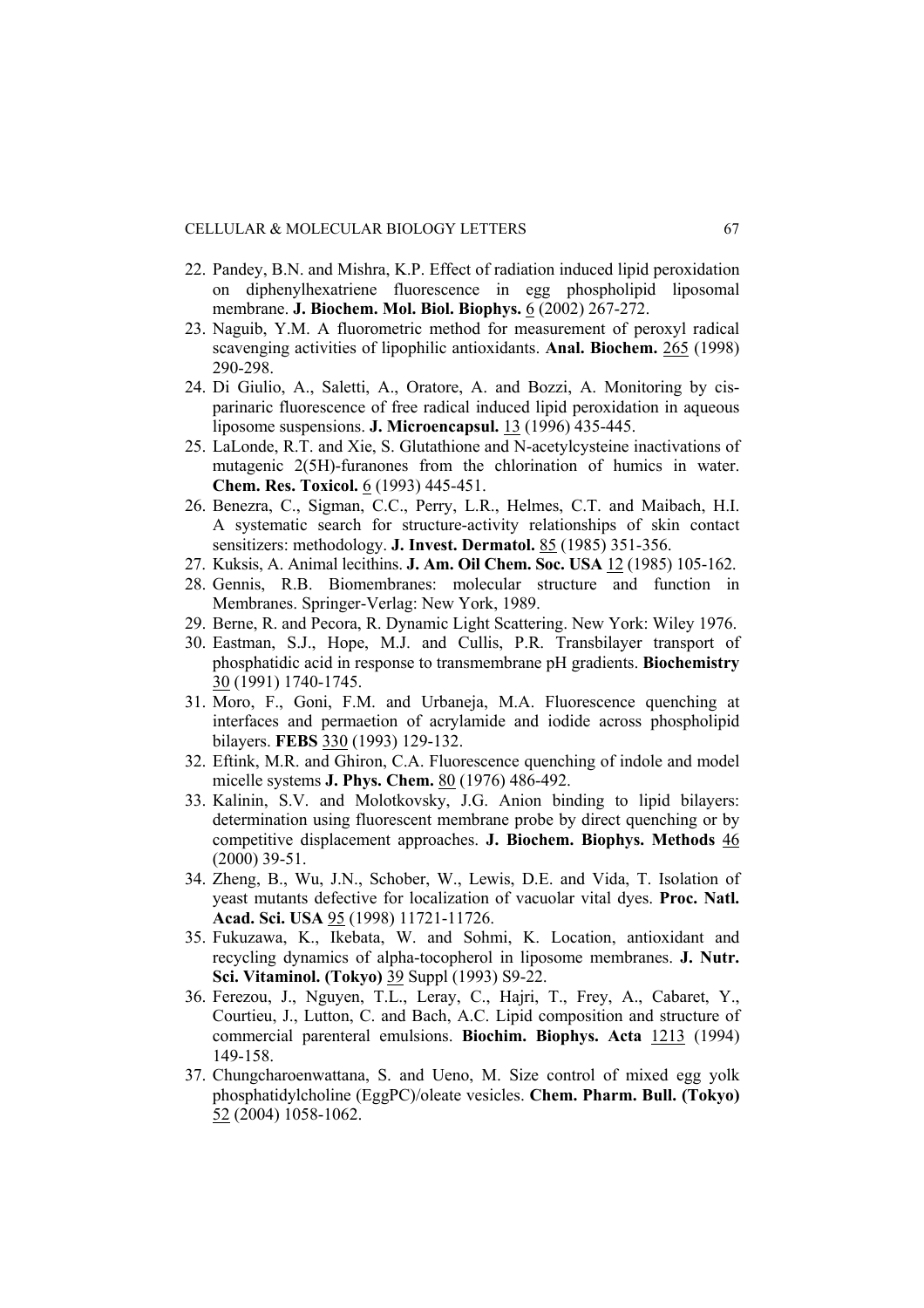22. Pandey, B.N. and Mishra, K.P. Effect of radiation induced lipid peroxidation on diphenylhexatriene fluorescence in egg phospholipid liposomal membrane. **J. Biochem. Mol. Biol. Biophys.** 6 (2002) 267-272.
23. Naguib, Y.M. A fluorometric method for measurement of peroxyl radical scavenging activities of lipophilic antioxidants. **Anal. Biochem.** 265 (1998) 290-298.
24. Di Giulio, A., Saletti, A., Oratore, A. and Bozzi, A. Monitoring by cis-parinaric fluorescence of free radical induced lipid peroxidation in aqueous liposome suspensions. **J. Microencapsul.** 13 (1996) 435-445.
25. LaLonde, R.T. and Xie, S. Glutathione and N-acetylcysteine inactivations of mutagenic 2(5H)-furanones from the chlorination of humics in water. **Chem. Res. Toxicol.** 6 (1993) 445-451.
26. Benezra, C., Sigman, C.C., Perry, L.R., Helmes, C.T. and Maibach, H.I. A systematic search for structure-activity relationships of skin contact sensitizers: methodology. **J. Invest. Dermatol.** 85 (1985) 351-356.
27. Kuksis, A. Animal lecithins. **J. Am. Oil Chem. Soc. USA** 12 (1985) 105-162.
28. Gennis, R.B. Biomembranes: molecular structure and function in Membranes. Springer-Verlag: New York, 1989.
29. Berne, R. and Pecora, R. Dynamic Light Scattering. New York: Wiley 1976.
30. Eastman, S.J., Hope, M.J. and Cullis, P.R. Transbilayer transport of phosphatidic acid in response to transmembrane pH gradients. **Biochemistry** 30 (1991) 1740-1745.
31. Moro, F., Goni, F.M. and Urbaneja, M.A. Fluorescence quenching at interfaces and permaetion of acrylamide and iodide across phospholipid bilayers. **FEBS** 330 (1993) 129-132.
32. Eftink, M.R. and Ghiron, C.A. Fluorescence quenching of indole and model micelle systems **J. Phys. Chem.** 80 (1976) 486-492.
33. Kalinin, S.V. and Molotkovsky, J.G. Anion binding to lipid bilayers: determination using fluorescent membrane probe by direct quenching or by competitive displacement approaches. **J. Biochem. Biophys. Methods** 46 (2000) 39-51.
34. Zheng, B., Wu, J.N., Schober, W., Lewis, D.E. and Vida, T. Isolation of yeast mutants defective for localization of vacuolar vital dyes. **Proc. Natl. Acad. Sci. USA** 95 (1998) 11721-11726.
35. Fukuzawa, K., Ikebata, W. and Sohmi, K. Location, antioxidant and recycling dynamics of alpha-tocopherol in liposome membranes. **J. Nutr. Sci. Vitaminol. (Tokyo)** 39 Suppl (1993) S9-22.
36. Ferezou, J., Nguyen, T.L., Leray, C., Hajri, T., Frey, A., Cabaret, Y., Courtieu, J., Lutton, C. and Bach, A.C. Lipid composition and structure of commercial parenteral emulsions. **Biochim. Biophys. Acta** 1213 (1994) 149-158.
37. Chungcharoenwattana, S. and Ueno, M. Size control of mixed egg yolk phosphatidylcholine (EggPC)/oleate vesicles. **Chem. Pharm. Bull. (Tokyo)** 52 (2004) 1058-1062.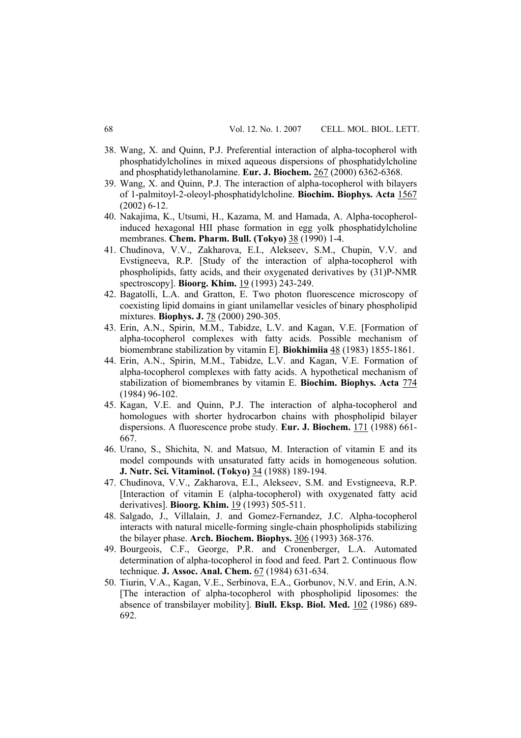38. Wang, X. and Quinn, P.J. Preferential interaction of alpha-tocopherol with phosphatidylcholines in mixed aqueous dispersions of phosphatidylcholine and phosphatidylethanolamine. **Eur. J. Biochem.** 267 (2000) 6362-6368.
39. Wang, X. and Quinn, P.J. The interaction of alpha-tocopherol with bilayers of 1-palmitoyl-2-oleoyl-phosphatidylcholine. **Biochim. Biophys. Acta** 1567 (2002) 6-12.
40. Nakajima, K., Utsumi, H., Kazama, M. and Hamada, A. Alpha-tocopherol-induced hexagonal HII phase formation in egg yolk phosphatidylcholine membranes. **Chem. Pharm. Bull. (Tokyo)** 38 (1990) 1-4.
41. Chudinova, V.V., Zakharova, E.I., Alekseev, S.M., Chupin, V.V. and Evstigneeva, R.P. [Study of the interaction of alpha-tocopherol with phospholipids, fatty acids, and their oxygenated derivatives by (31)P-NMR spectroscopy]. **Bioorg. Khim.** 19 (1993) 243-249.
42. Bagatolli, L.A. and Gratton, E. Two photon fluorescence microscopy of coexisting lipid domains in giant unilamellar vesicles of binary phospholipid mixtures. **Biophys. J.** 78 (2000) 290-305.
43. Erin, A.N., Spirin, M.M., Tabidze, L.V. and Kagan, V.E. [Formation of alpha-tocopherol complexes with fatty acids. Possible mechanism of biomembrane stabilization by vitamin E]. **Biokhimiia** 48 (1983) 1855-1861.
44. Erin, A.N., Spirin, M.M., Tabidze, L.V. and Kagan, V.E. Formation of alpha-tocopherol complexes with fatty acids. A hypothetical mechanism of stabilization of biomembranes by vitamin E. **Biochim. Biophys. Acta** 774 (1984) 96-102.
45. Kagan, V.E. and Quinn, P.J. The interaction of alpha-tocopherol and homologues with shorter hydrocarbon chains with phospholipid bilayer dispersions. A fluorescence probe study. **Eur. J. Biochem.** 171 (1988) 661-667.
46. Urano, S., Shichita, N. and Matsuo, M. Interaction of vitamin E and its model compounds with unsaturated fatty acids in homogeneous solution. **J. Nutr. Sci. Vitaminol. (Tokyo)** 34 (1988) 189-194.
47. Chudinova, V.V., Zakharova, E.I., Alekseev, S.M. and Evstigneeva, R.P. [Interaction of vitamin E (alpha-tocopherol) with oxygenated fatty acid derivatives]. **Bioorg. Khim.** 19 (1993) 505-511.
48. Salgado, J., Villalain, J. and Gomez-Fernandez, J.C. Alpha-tocopherol interacts with natural micelle-forming single-chain phospholipids stabilizing the bilayer phase. **Arch. Biochem. Biophys.** 306 (1993) 368-376.
49. Bourgeois, C.F., George, P.R. and Cronenberger, L.A. Automated determination of alpha-tocopherol in food and feed. Part 2. Continuous flow technique. **J. Assoc. Anal. Chem.** 67 (1984) 631-634.
50. Tiurin, V.A., Kagan, V.E., Serbinova, E.A., Gorbunov, N.V. and Erin, A.N. [The interaction of alpha-tocopherol with phospholipid liposomes: the absence of transbilayer mobility]. **Biull. Eksp. Biol. Med.** 102 (1986) 689-692.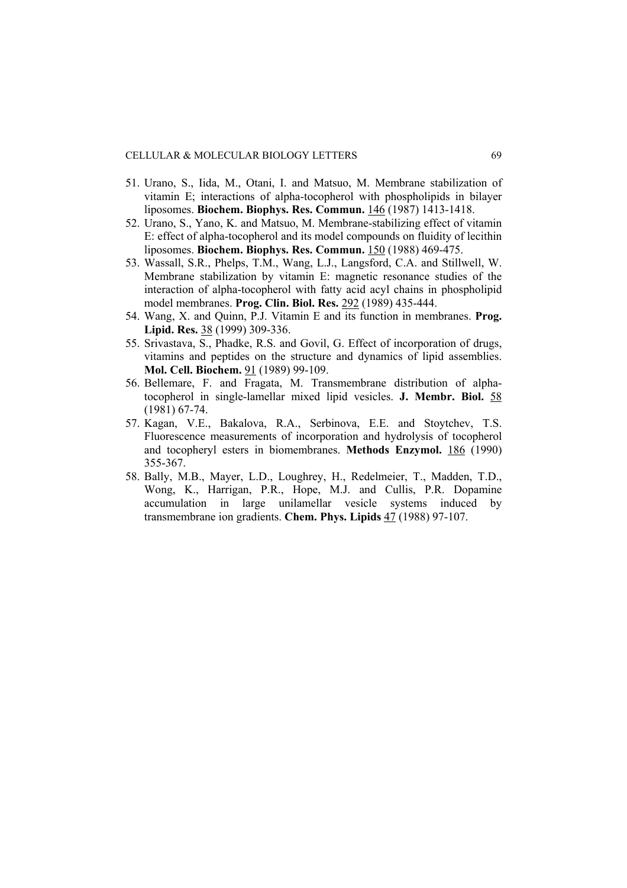51. Urano, S., Iida, M., Otani, I. and Matsuo, M. Membrane stabilization of vitamin E; interactions of alpha-tocopherol with phospholipids in bilayer liposomes. **Biochem. Biophys. Res. Commun.** 146 (1987) 1413-1418.
52. Urano, S., Yano, K. and Matsuo, M. Membrane-stabilizing effect of vitamin E: effect of alpha-tocopherol and its model compounds on fluidity of lecithin liposomes. **Biochem. Biophys. Res. Commun.** 150 (1988) 469-475.
53. Wassall, S.R., Phelps, T.M., Wang, L.J., Langsford, C.A. and Stillwell, W. Membrane stabilization by vitamin E: magnetic resonance studies of the interaction of alpha-tocopherol with fatty acid acyl chains in phospholipid model membranes. **Prog. Clin. Biol. Res.** 292 (1989) 435-444.
54. Wang, X. and Quinn, P.J. Vitamin E and its function in membranes. **Prog. Lipid. Res.** 38 (1999) 309-336.
55. Srivastava, S., Phadke, R.S. and Govil, G. Effect of incorporation of drugs, vitamins and peptides on the structure and dynamics of lipid assemblies. **Mol. Cell. Biochem.** 91 (1989) 99-109.
56. Bellemare, F. and Fragata, M. Transmembrane distribution of alpha-tocopherol in single-lamellar mixed lipid vesicles. **J. Membr. Biol.** 58 (1981) 67-74.
57. Kagan, V.E., Bakalova, R.A., Serbinova, E.E. and Stoytchev, T.S. Fluorescence measurements of incorporation and hydrolysis of tocopherol and tocopheryl esters in biomembranes. **Methods Enzymol.** 186 (1990) 355-367.
58. Bally, M.B., Mayer, L.D., Loughrey, H., Redelmeier, T., Madden, T.D., Wong, K., Harrigan, P.R., Hope, M.J. and Cullis, P.R. Dopamine accumulation in large unilamellar vesicle systems induced by transmembrane ion gradients. **Chem. Phys. Lipids** 47 (1988) 97-107.